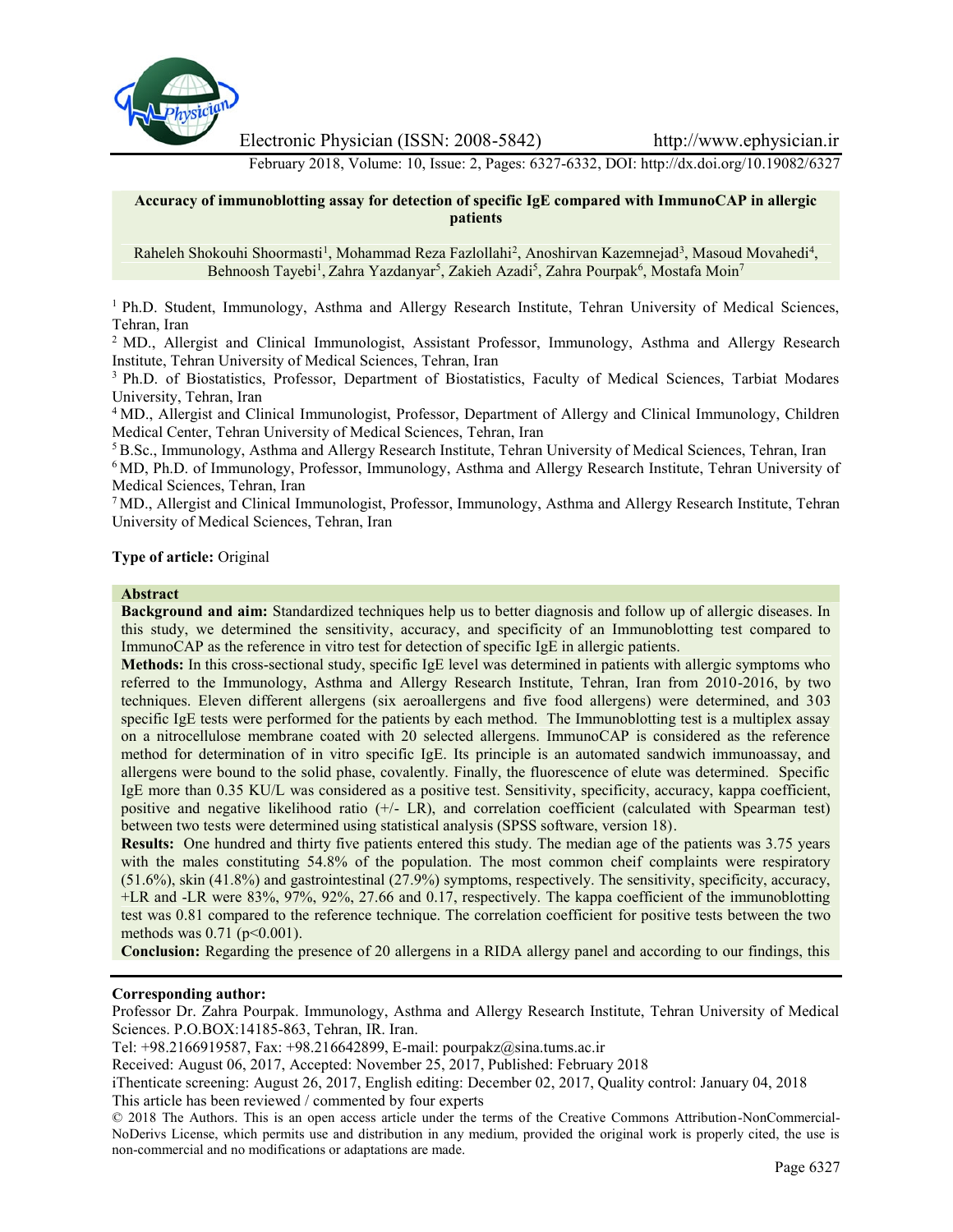Electronic Physician (ISSN: 2008-5842) http://www.ephysician.ir

February 2018, Volume: 10, Issue: 2, Pages: 6327-6332, DOI: http://dx.doi.org/10.19082/6327

# Accuracy of immunoblotting assay for detection of specific IgE compared with ImmunoCAP in allergic patients

Raheleh Shokouhi Shoormasti[1], Mohammad Reza Fazlollahi[2], Anoshirvan Kazemnejad[3], Masoud Movahedi[4], Behnoosh Tayebi[1], Zahra Yazdanyar[5], Zakieh Azadi[5], Zahra Pourpak[6], Mostafa Moin[7]

[1] Ph.D. Student, Immunology, Asthma and Allergy Research Institute, Tehran University of Medical Sciences, Tehran, Iran

[2] MD., Allergist and Clinical Immunologist, Assistant Professor, Immunology, Asthma and Allergy Research Institute, Tehran University of Medical Sciences, Tehran, Iran

[3] Ph.D. of Biostatistics, Professor, Department of Biostatistics, Faculty of Medical Sciences, Tarbiat Modares University, Tehran, Iran

[4] MD., Allergist and Clinical Immunologist, Professor, Department of Allergy and Clinical Immunology, Children Medical Center, Tehran University of Medical Sciences, Tehran, Iran

[5] B.Sc., Immunology, Asthma and Allergy Research Institute, Tehran University of Medical Sciences, Tehran, Iran

[6] MD, Ph.D. of Immunology, Professor, Immunology, Asthma and Allergy Research Institute, Tehran University of Medical Sciences, Tehran, Iran

[7] MD., Allergist and Clinical Immunologist, Professor, Immunology, Asthma and Allergy Research Institute, Tehran University of Medical Sciences, Tehran, Iran

**Type of article:** Original

## Abstract

**Background and aim:** Standardized techniques help us to better diagnosis and follow up of allergic diseases. In this study, we determined the sensitivity, accuracy, and specificity of an Immunoblotting test compared to ImmunoCAP as the reference in vitro test for detection of specific IgE in allergic patients.

**Methods:** In this cross-sectional study, specific IgE level was determined in patients with allergic symptoms who referred to the Immunology, Asthma and Allergy Research Institute, Tehran, Iran from 2010-2016, by two techniques. Eleven different allergens (six aeroallergens and five food allergens) were determined, and 303 specific IgE tests were performed for the patients by each method. The Immunoblotting test is a multiplex assay on a nitrocellulose membrane coated with 20 selected allergens. ImmunoCAP is considered as the reference method for determination of in vitro specific IgE. Its principle is an automated sandwich immunoassay, and allergens were bound to the solid phase, covalently. Finally, the fluorescence of elute was determined. Specific IgE more than 0.35 KU/L was considered as a positive test. Sensitivity, specificity, accuracy, kappa coefficient, positive and negative likelihood ratio (+/- LR), and correlation coefficient (calculated with Spearman test) between two tests were determined using statistical analysis (SPSS software, version 18).

**Results:** One hundred and thirty five patients entered this study. The median age of the patients was 3.75 years with the males constituting 54.8% of the population. The most common cheif complaints were respiratory (51.6%), skin (41.8%) and gastrointestinal (27.9%) symptoms, respectively. The sensitivity, specificity, accuracy, +LR and -LR were 83%, 97%, 92%, 27.66 and 0.17, respectively. The kappa coefficient of the immunoblotting test was 0.81 compared to the reference technique. The correlation coefficient for positive tests between the two methods was 0.71 ($p<0.001$).

**Conclusion:** Regarding the presence of 20 allergens in a RIDA allergy panel and according to our findings, this

---

**Corresponding author:**

Professor Dr. Zahra Pourpak. Immunology, Asthma and Allergy Research Institute, Tehran University of Medical Sciences. P.O.BOX:14185-863, Tehran, IR. Iran.

Tel: +98.2166919587, Fax: +98.216642899, E-mail: pourpakz@sina.tums.ac.ir

Received: August 06, 2017, Accepted: November 25, 2017, Published: February 2018

iThenticate screening: August 26, 2017, English editing: December 02, 2017, Quality control: January 04, 2018

This article has been reviewed / commented by four experts

© 2018 The Authors. This is an open access article under the terms of the Creative Commons Attribution-NonCommercial-NoDerivs License, which permits use and distribution in any medium, provided the original work is properly cited, the use is non-commercial and no modifications or adaptations are made.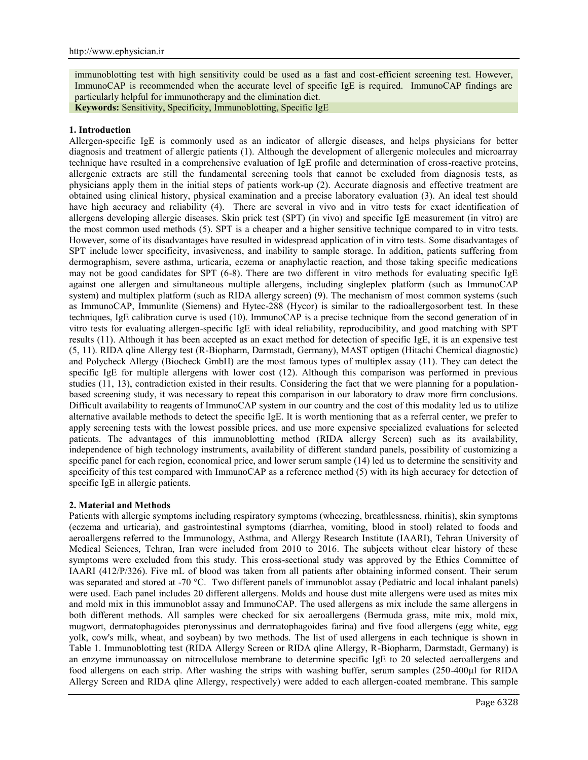immunoblotting test with high sensitivity could be used as a fast and cost-efficient screening test. However, ImmunoCAP is recommended when the accurate level of specific IgE is required. ImmunoCAP findings are particularly helpful for immunotherapy and the elimination diet.

**Keywords:** Sensitivity, Specificity, Immunoblotting, Specific IgE

## 1. Introduction

Allergen-specific IgE is commonly used as an indicator of allergic diseases, and helps physicians for better diagnosis and treatment of allergic patients (1). Although the development of allergenic molecules and microarray technique have resulted in a comprehensive evaluation of IgE profile and determination of cross-reactive proteins, allergenic extracts are still the fundamental screening tools that cannot be excluded from diagnosis tests, as physicians apply them in the initial steps of patients work-up (2). Accurate diagnosis and effective treatment are obtained using clinical history, physical examination and a precise laboratory evaluation (3). An ideal test should have high accuracy and reliability (4). There are several in vivo and in vitro tests for exact identification of allergens developing allergic diseases. Skin prick test (SPT) (in vivo) and specific IgE measurement (in vitro) are the most common used methods (5). SPT is a cheaper and a higher sensitive technique compared to in vitro tests. However, some of its disadvantages have resulted in widespread application of in vitro tests. Some disadvantages of SPT include lower specificity, invasiveness, and inability to sample storage. In addition, patients suffering from dermographism, severe asthma, urticaria, eczema or anaphylactic reaction, and those taking specific medications may not be good candidates for SPT (6-8). There are two different in vitro methods for evaluating specific IgE against one allergen and simultaneous multiple allergens, including singleplex platform (such as ImmunoCAP system) and multiplex platform (such as RIDA allergy screen) (9). The mechanism of most common systems (such as ImmunoCAP, Immunlite (Siemens) and Hytec-288 (Hycor) is similar to the radioallergosorbent test. In these techniques, IgE calibration curve is used (10). ImmunoCAP is a precise technique from the second generation of in vitro tests for evaluating allergen-specific IgE with ideal reliability, reproducibility, and good matching with SPT results (11). Although it has been accepted as an exact method for detection of specific IgE, it is an expensive test (5, 11). RIDA qline Allergy test (R-Biopharm, Darmstadt, Germany), MAST optigen (Hitachi Chemical diagnostic) and Polycheck Allergy (Biocheck GmbH) are the most famous types of multiplex assay (11). They can detect the specific IgE for multiple allergens with lower cost (12). Although this comparison was performed in previous studies (11, 13), contradiction existed in their results. Considering the fact that we were planning for a population-based screening study, it was necessary to repeat this comparison in our laboratory to draw more firm conclusions. Difficult availability to reagents of ImmunoCAP system in our country and the cost of this modality led us to utilize alternative available methods to detect the specific IgE. It is worth mentioning that as a referral center, we prefer to apply screening tests with the lowest possible prices, and use more expensive specialized evaluations for selected patients. The advantages of this immunoblotting method (RIDA allergy Screen) such as its availability, independence of high technology instruments, availability of different standard panels, possibility of customizing a specific panel for each region, economical price, and lower serum sample (14) led us to determine the sensitivity and specificity of this test compared with ImmunoCAP as a reference method (5) with its high accuracy for detection of specific IgE in allergic patients.

## 2. Material and Methods

Patients with allergic symptoms including respiratory symptoms (wheezing, breathlessness, rhinitis), skin symptoms (eczema and urticaria), and gastrointestinal symptoms (diarrhea, vomiting, blood in stool) related to foods and aeroallergens referred to the Immunology, Asthma, and Allergy Research Institute (IAARI), Tehran University of Medical Sciences, Tehran, Iran were included from 2010 to 2016. The subjects without clear history of these symptoms were excluded from this study. This cross-sectional study was approved by the Ethics Committee of IAARI (412/P/326). Five mL of blood was taken from all patients after obtaining informed consent. Their serum was separated and stored at -70 °C. Two different panels of immunoblot assay (Pediatric and local inhalant panels) were used. Each panel includes 20 different allergens. Molds and house dust mite allergens were used as mites mix and mold mix in this immunoblot assay and ImmunoCAP. The used allergens as mix include the same allergens in both different methods. All samples were checked for six aeroallergens (Bermuda grass, mite mix, mold mix, mugwort, dermatophagoides pteronyssinus and dermatophagoides farina) and five food allergens (egg white, egg yolk, cow's milk, wheat, and soybean) by two methods. The list of used allergens in each technique is shown in Table 1. Immunoblotting test (RIDA Allergy Screen or RIDA qline Allergy, R-Biopharm, Darmstadt, Germany) is an enzyme immunoassay on nitrocellulose membrane to determine specific IgE to 20 selected aeroallergens and food allergens on each strip. After washing the strips with washing buffer, serum samples (250-400µl for RIDA Allergy Screen and RIDA qline Allergy, respectively) were added to each allergen-coated membrane. This sample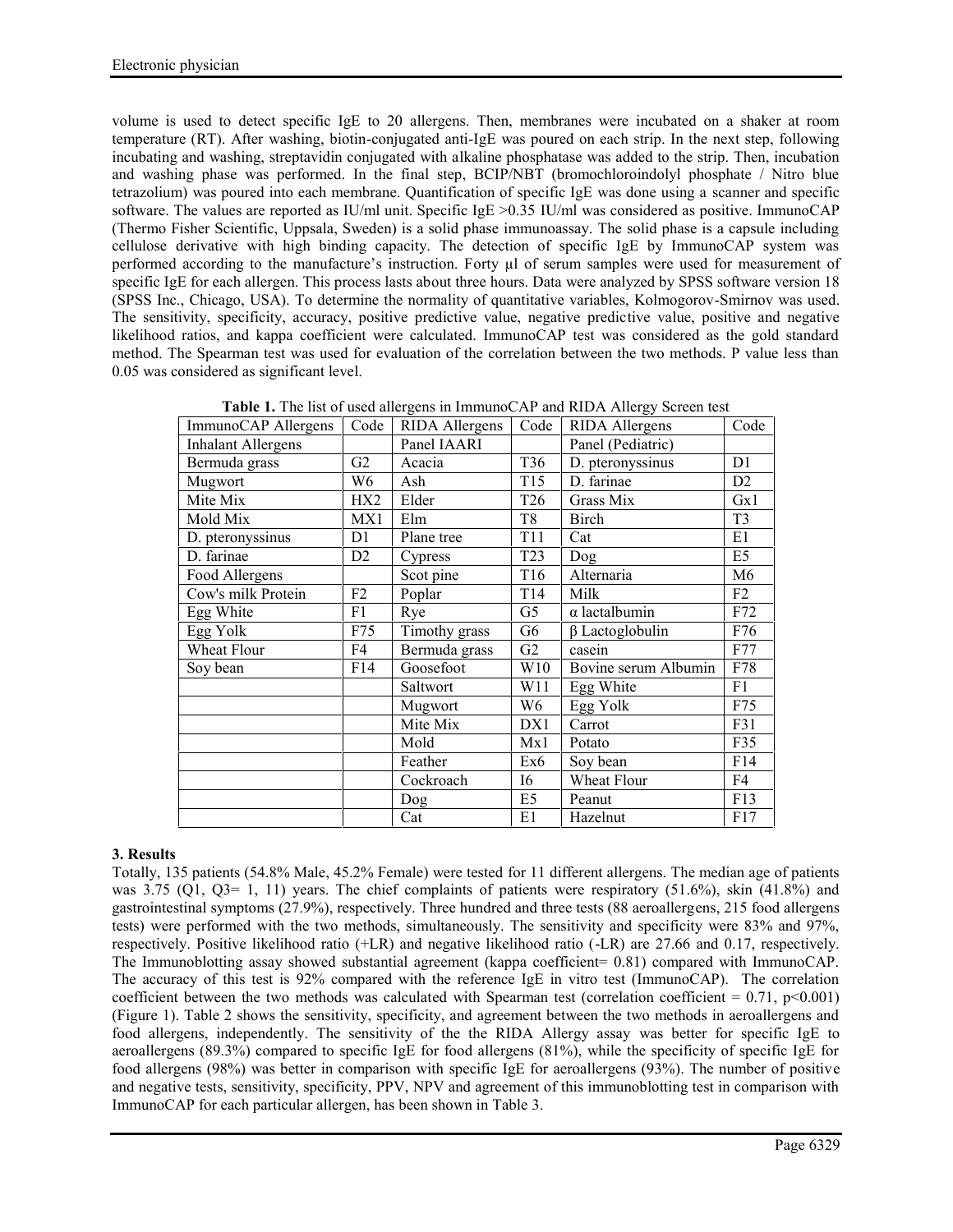volume is used to detect specific IgE to 20 allergens. Then, membranes were incubated on a shaker at room temperature (RT). After washing, biotin-conjugated anti-IgE was poured on each strip. In the next step, following incubating and washing, streptavidin conjugated with alkaline phosphatase was added to the strip. Then, incubation and washing phase was performed. In the final step, BCIP/NBT (bromochloroindolyl phosphate / Nitro blue tetrazolium) was poured into each membrane. Quantification of specific IgE was done using a scanner and specific software. The values are reported as IU/ml unit. Specific IgE >0.35 IU/ml was considered as positive. ImmunoCAP (Thermo Fisher Scientific, Uppsala, Sweden) is a solid phase immunoassay. The solid phase is a capsule including cellulose derivative with high binding capacity. The detection of specific IgE by ImmunoCAP system was performed according to the manufacture's instruction. Forty µl of serum samples were used for measurement of specific IgE for each allergen. This process lasts about three hours. Data were analyzed by SPSS software version 18 (SPSS Inc., Chicago, USA). To determine the normality of quantitative variables, Kolmogorov-Smirnov was used. The sensitivity, specificity, accuracy, positive predictive value, negative predictive value, positive and negative likelihood ratios, and kappa coefficient were calculated. ImmunoCAP test was considered as the gold standard method. The Spearman test was used for evaluation of the correlation between the two methods. P value less than 0.05 was considered as significant level.

**Table 1.** The list of used allergens in ImmunoCAP and RIDA Allergy Screen test

| ImmunoCAP Allergens | Code | RIDA Allergens | Code | RIDA Allergens | Code |
|---|---|---|---|---|---|
| Inhalant Allergens | | Panel IAARI | | Panel (Pediatric) | |
| Bermuda grass | G2 | Acacia | T36 | D. pteronyssinus | D1 |
| Mugwort | W6 | Ash | T15 | D. farinae | D2 |
| Mite Mix | HX2 | Elder | T26 | Grass Mix | Gx1 |
| Mold Mix | MX1 | Elm | T8 | Birch | T3 |
| D. pteronyssinus | D1 | Plane tree | T11 | Cat | E1 |
| D. farinae | D2 | Cypress | T23 | Dog | E5 |
| Food Allergens | | Scot pine | T16 | Alternaria | M6 |
| Cow's milk Protein | F2 | Poplar | T14 | Milk | F2 |
| Egg White | F1 | Rye | G5 | α lactalbumin | F72 |
| Egg Yolk | F75 | Timothy grass | G6 | β Lactoglobulin | F76 |
| Wheat Flour | F4 | Bermuda grass | G2 | casein | F77 |
| Soy bean | F14 | Goosefoot | W10 | Bovine serum Albumin | F78 |
| | | Saltwort | W11 | Egg White | F1 |
| | | Mugwort | W6 | Egg Yolk | F75 |
| | | Mite Mix | DX1 | Carrot | F31 |
| | | Mold | Mx1 | Potato | F35 |
| | | Feather | Ex6 | Soy bean | F14 |
| | | Cockroach | I6 | Wheat Flour | F4 |
| | | Dog | E5 | Peanut | F13 |
| | | Cat | E1 | Hazelnut | F17 |

### 3. Results

Totally, 135 patients (54.8% Male, 45.2% Female) were tested for 11 different allergens. The median age of patients was 3.75 (Q1, Q3= 1, 11) years. The chief complaints of patients were respiratory (51.6%), skin (41.8%) and gastrointestinal symptoms (27.9%), respectively. Three hundred and three tests (88 aeroallergens, 215 food allergens tests) were performed with the two methods, simultaneously. The sensitivity and specificity were 83% and 97%, respectively. Positive likelihood ratio (+LR) and negative likelihood ratio (-LR) are 27.66 and 0.17, respectively. The Immunoblotting assay showed substantial agreement (kappa coefficient= 0.81) compared with ImmunoCAP. The accuracy of this test is 92% compared with the reference IgE in vitro test (ImmunoCAP). The correlation coefficient between the two methods was calculated with Spearman test (correlation coefficient = 0.71, $p<0.001$) (Figure 1). Table 2 shows the sensitivity, specificity, and agreement between the two methods in aeroallergens and food allergens, independently. The sensitivity of the the RIDA Allergy assay was better for specific IgE to aeroallergens (89.3%) compared to specific IgE for food allergens (81%), while the specificity of specific IgE for food allergens (98%) was better in comparison with specific IgE for aeroallergens (93%). The number of positive and negative tests, sensitivity, specificity, PPV, NPV and agreement of this immunoblotting test in comparison with ImmunoCAP for each particular allergen, has been shown in Table 3.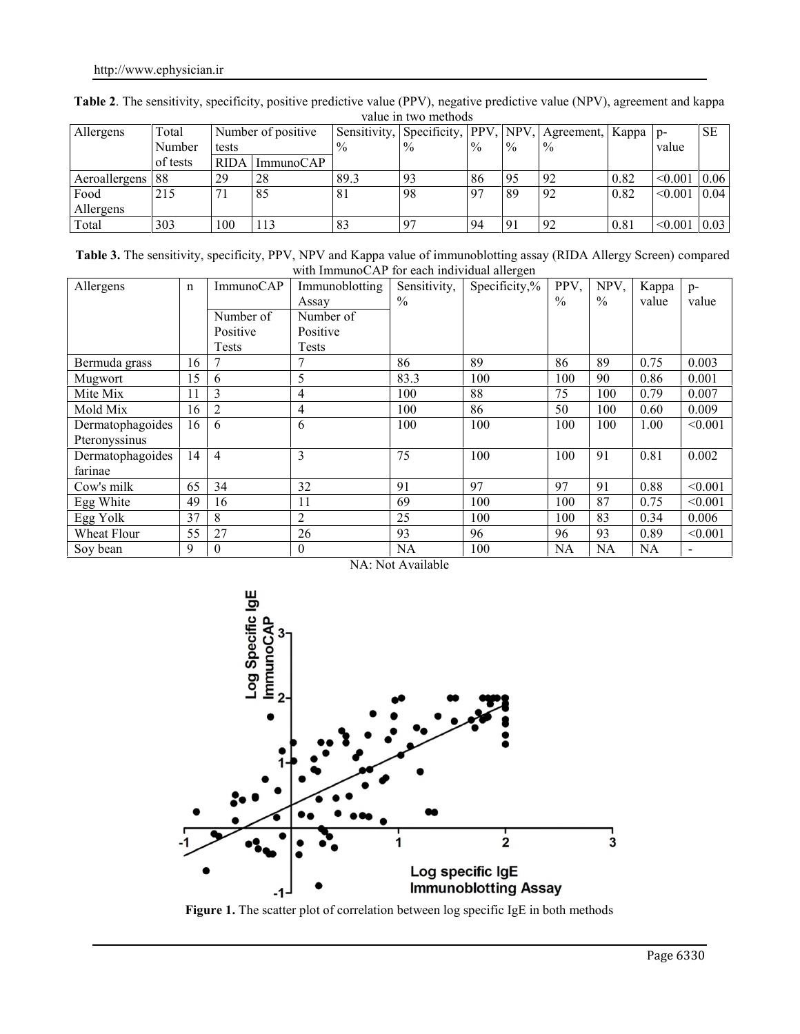**Table 2**. The sensitivity, specificity, positive predictive value (PPV), negative predictive value (NPV), agreement and kappa value in two methods

| Allergens | Total Number of tests | Number of positive tests | | Sensitivity, % | Specificity, % | PPV, % | NPV, % | Agreement, % | Kappa | p-value | SE |
|---|---|---|---|---|---|---|---|---|---|---|---|
| | | RIDA | ImmunoCAP | | | | | | | | |
| Aeroallergens | 88 | 29 | 28 | 89.3 | 93 | 86 | 95 | 92 | 0.82 | <0.001 | 0.06 |
| Food Allergens | 215 | 71 | 85 | 81 | 98 | 97 | 89 | 92 | 0.82 | <0.001 | 0.04 |
| Total | 303 | 100 | 113 | 83 | 97 | 94 | 91 | 92 | 0.81 | <0.001 | 0.03 |

**Table 3.** The sensitivity, specificity, PPV, NPV and Kappa value of immunoblotting assay (RIDA Allergy Screen) compared with ImmunoCAP for each individual allergen

| Allergens | n | ImmunoCAP | Immunoblotting Assay | Sensitivity, % | Specificity,% | PPV, % | NPV, % | Kappa value | p-value |
|---|---|---|---|---|---|---|---|---|---|
| | | Number of Positive Tests | Number of Positive Tests | | | | | | |
| Bermuda grass | 16 | 7 | 7 | 86 | 89 | 86 | 89 | 0.75 | 0.003 |
| Mugwort | 15 | 6 | 5 | 83.3 | 100 | 100 | 90 | 0.86 | 0.001 |
| Mite Mix | 11 | 3 | 4 | 100 | 88 | 75 | 100 | 0.79 | 0.007 |
| Mold Mix | 16 | 2 | 4 | 100 | 86 | 50 | 100 | 0.60 | 0.009 |
| Dermatophagoides Pteronyssinus | 16 | 6 | 6 | 100 | 100 | 100 | 100 | 1.00 | <0.001 |
| Dermatophagoides farinae | 14 | 4 | 3 | 75 | 100 | 100 | 91 | 0.81 | 0.002 |
| Cow's milk | 65 | 34 | 32 | 91 | 97 | 97 | 91 | 0.88 | <0.001 |
| Egg White | 49 | 16 | 11 | 69 | 100 | 100 | 87 | 0.75 | <0.001 |
| Egg Yolk | 37 | 8 | 2 | 25 | 100 | 100 | 83 | 0.34 | 0.006 |
| Wheat Flour | 55 | 27 | 26 | 93 | 96 | 96 | 93 | 0.89 | <0.001 |
| Soy bean | 9 | 0 | 0 | NA | 100 | NA | NA | NA | - |

NA: Not Available

**Figure 1.** The scatter plot of correlation between log specific IgE in both methods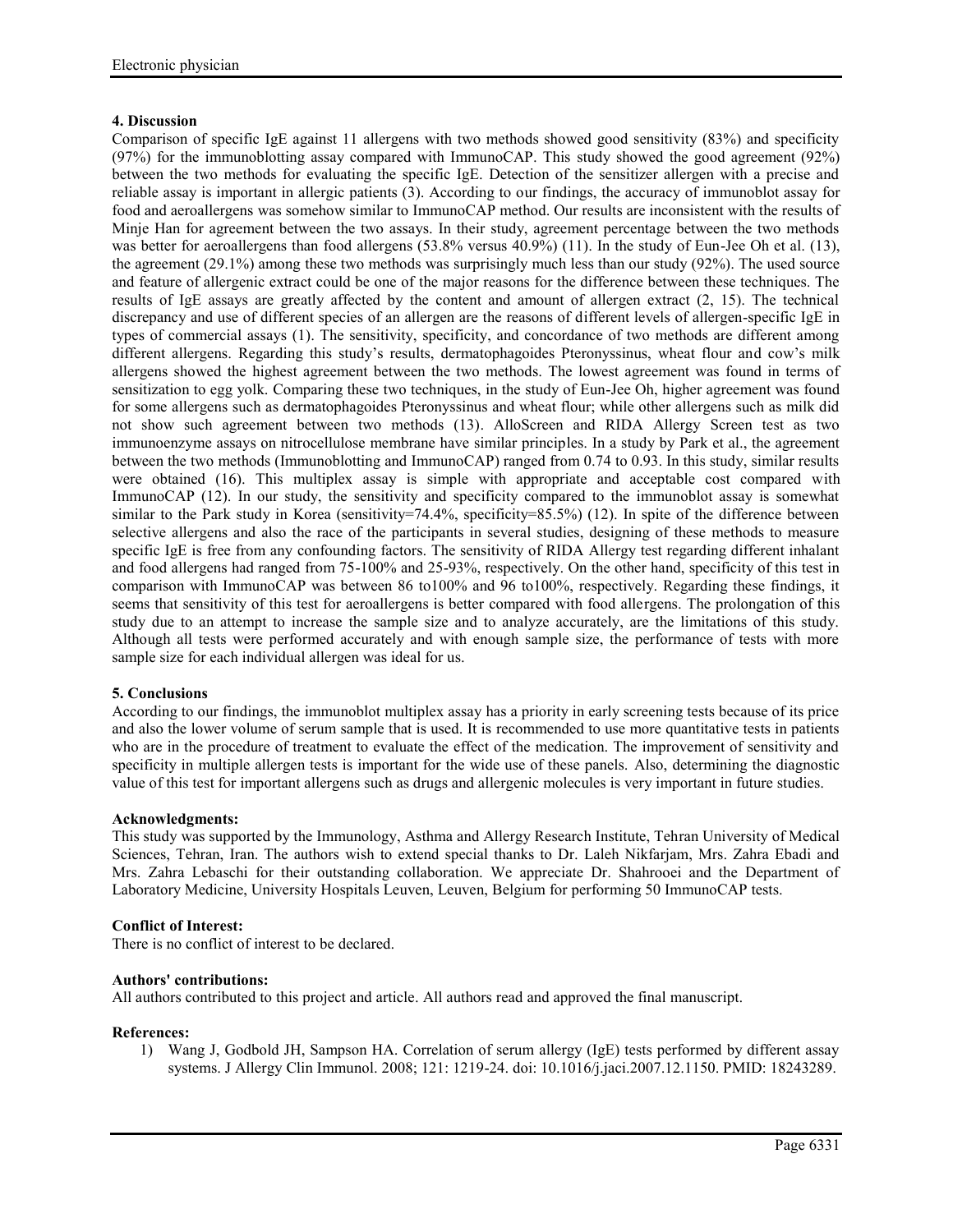## 4. Discussion

Comparison of specific IgE against 11 allergens with two methods showed good sensitivity (83%) and specificity (97%) for the immunoblotting assay compared with ImmunoCAP. This study showed the good agreement (92%) between the two methods for evaluating the specific IgE. Detection of the sensitizer allergen with a precise and reliable assay is important in allergic patients (3). According to our findings, the accuracy of immunoblot assay for food and aeroallergens was somehow similar to ImmunoCAP method. Our results are inconsistent with the results of Minje Han for agreement between the two assays. In their study, agreement percentage between the two methods was better for aeroallergens than food allergens (53.8% versus 40.9%) (11). In the study of Eun-Jee Oh et al. (13), the agreement (29.1%) among these two methods was surprisingly much less than our study (92%). The used source and feature of allergenic extract could be one of the major reasons for the difference between these techniques. The results of IgE assays are greatly affected by the content and amount of allergen extract (2, 15). The technical discrepancy and use of different species of an allergen are the reasons of different levels of allergen-specific IgE in types of commercial assays (1). The sensitivity, specificity, and concordance of two methods are different among different allergens. Regarding this study's results, dermatophagoides Pteronyssinus, wheat flour and cow's milk allergens showed the highest agreement between the two methods. The lowest agreement was found in terms of sensitization to egg yolk. Comparing these two techniques, in the study of Eun-Jee Oh, higher agreement was found for some allergens such as dermatophagoides Pteronyssinus and wheat flour; while other allergens such as milk did not show such agreement between two methods (13). AlloScreen and RIDA Allergy Screen test as two immunoenzyme assays on nitrocellulose membrane have similar principles. In a study by Park et al., the agreement between the two methods (Immunoblotting and ImmunoCAP) ranged from 0.74 to 0.93. In this study, similar results were obtained (16). This multiplex assay is simple with appropriate and acceptable cost compared with ImmunoCAP (12). In our study, the sensitivity and specificity compared to the immunoblot assay is somewhat similar to the Park study in Korea (sensitivity=74.4%, specificity=85.5%) (12). In spite of the difference between selective allergens and also the race of the participants in several studies, designing of these methods to measure specific IgE is free from any confounding factors. The sensitivity of RIDA Allergy test regarding different inhalant and food allergens had ranged from 75-100% and 25-93%, respectively. On the other hand, specificity of this test in comparison with ImmunoCAP was between 86 to100% and 96 to100%, respectively. Regarding these findings, it seems that sensitivity of this test for aeroallergens is better compared with food allergens. The prolongation of this study due to an attempt to increase the sample size and to analyze accurately, are the limitations of this study. Although all tests were performed accurately and with enough sample size, the performance of tests with more sample size for each individual allergen was ideal for us.

## 5. Conclusions

According to our findings, the immunoblot multiplex assay has a priority in early screening tests because of its price and also the lower volume of serum sample that is used. It is recommended to use more quantitative tests in patients who are in the procedure of treatment to evaluate the effect of the medication. The improvement of sensitivity and specificity in multiple allergen tests is important for the wide use of these panels. Also, determining the diagnostic value of this test for important allergens such as drugs and allergenic molecules is very important in future studies.

**Acknowledgments:**

This study was supported by the Immunology, Asthma and Allergy Research Institute, Tehran University of Medical Sciences, Tehran, Iran. The authors wish to extend special thanks to Dr. Laleh Nikfarjam, Mrs. Zahra Ebadi and Mrs. Zahra Lebaschi for their outstanding collaboration. We appreciate Dr. Shahrooei and the Department of Laboratory Medicine, University Hospitals Leuven, Leuven, Belgium for performing 50 ImmunoCAP tests.

**Conflict of Interest:**

There is no conflict of interest to be declared.

**Authors' contributions:**

All authors contributed to this project and article. All authors read and approved the final manuscript.

**References:**

1) Wang J, Godbold JH, Sampson HA. Correlation of serum allergy (IgE) tests performed by different assay systems. J Allergy Clin Immunol. 2008; 121: 1219-24. doi: 10.1016/j.jaci.2007.12.1150. PMID: 18243289.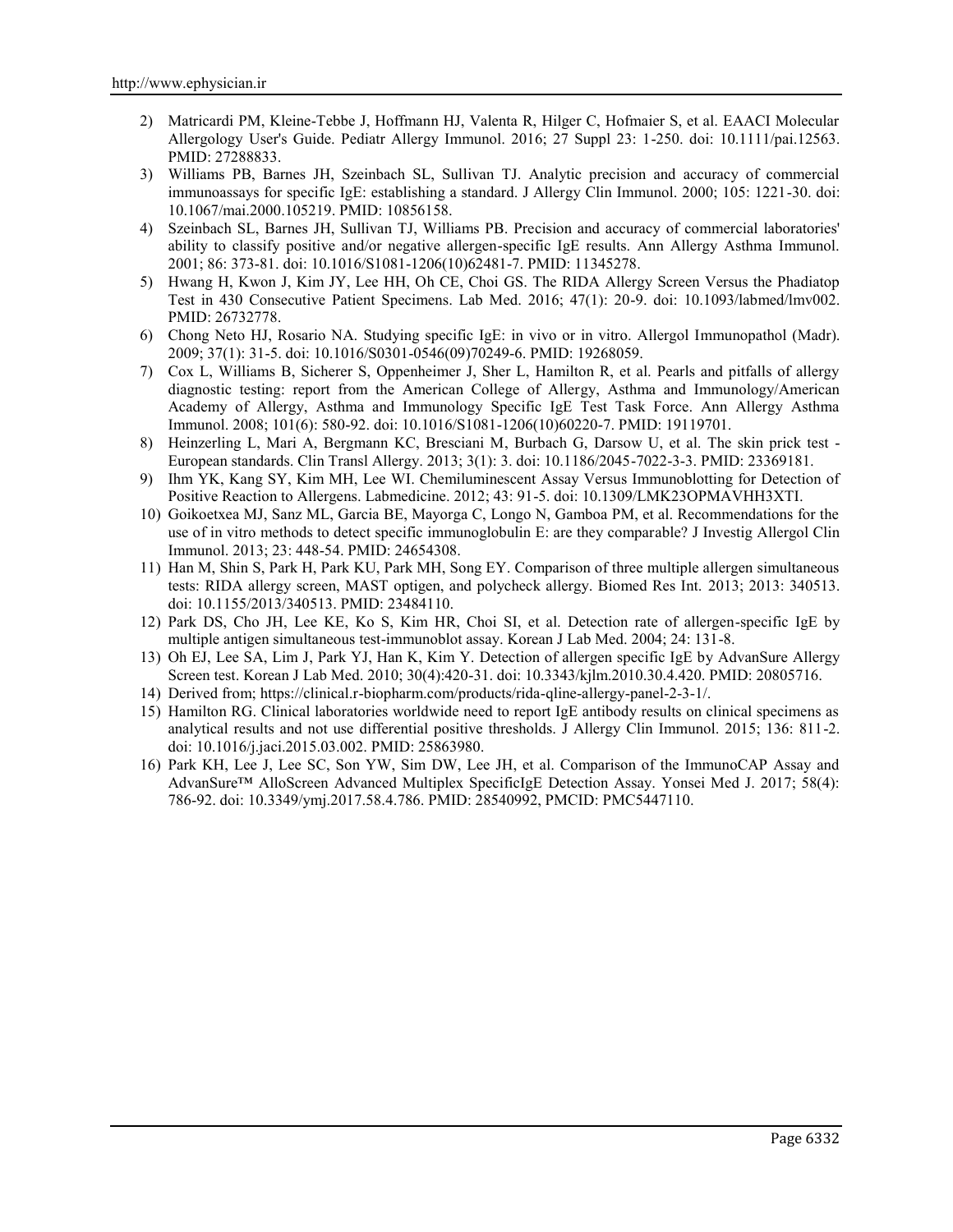2) Matricardi PM, Kleine-Tebbe J, Hoffmann HJ, Valenta R, Hilger C, Hofmaier S, et al. EAACI Molecular Allergology User's Guide. Pediatr Allergy Immunol. 2016; 27 Suppl 23: 1-250. doi: 10.1111/pai.12563. PMID: 27288833.
3) Williams PB, Barnes JH, Szeinbach SL, Sullivan TJ. Analytic precision and accuracy of commercial immunoassays for specific IgE: establishing a standard. J Allergy Clin Immunol. 2000; 105: 1221-30. doi: 10.1067/mai.2000.105219. PMID: 10856158.
4) Szeinbach SL, Barnes JH, Sullivan TJ, Williams PB. Precision and accuracy of commercial laboratories' ability to classify positive and/or negative allergen-specific IgE results. Ann Allergy Asthma Immunol. 2001; 86: 373-81. doi: 10.1016/S1081-1206(10)62481-7. PMID: 11345278.
5) Hwang H, Kwon J, Kim JY, Lee HH, Oh CE, Choi GS. The RIDA Allergy Screen Versus the Phadiatop Test in 430 Consecutive Patient Specimens. Lab Med. 2016; 47(1): 20-9. doi: 10.1093/labmed/lmv002. PMID: 26732778.
6) Chong Neto HJ, Rosario NA. Studying specific IgE: in vivo or in vitro. Allergol Immunopathol (Madr). 2009; 37(1): 31-5. doi: 10.1016/S0301-0546(09)70249-6. PMID: 19268059.
7) Cox L, Williams B, Sicherer S, Oppenheimer J, Sher L, Hamilton R, et al. Pearls and pitfalls of allergy diagnostic testing: report from the American College of Allergy, Asthma and Immunology/American Academy of Allergy, Asthma and Immunology Specific IgE Test Task Force. Ann Allergy Asthma Immunol. 2008; 101(6): 580-92. doi: 10.1016/S1081-1206(10)60220-7. PMID: 19119701.
8) Heinzerling L, Mari A, Bergmann KC, Bresciani M, Burbach G, Darsow U, et al. The skin prick test - European standards. Clin Transl Allergy. 2013; 3(1): 3. doi: 10.1186/2045-7022-3-3. PMID: 23369181.
9) Ihm YK, Kang SY, Kim MH, Lee WI. Chemiluminescent Assay Versus Immunoblotting for Detection of Positive Reaction to Allergens. Labmedicine. 2012; 43: 91-5. doi: 10.1309/LMK23OPMAVHH3XTI.
10) Goikoetxea MJ, Sanz ML, Garcia BE, Mayorga C, Longo N, Gamboa PM, et al. Recommendations for the use of in vitro methods to detect specific immunoglobulin E: are they comparable? J Investig Allergol Clin Immunol. 2013; 23: 448-54. PMID: 24654308.
11) Han M, Shin S, Park H, Park KU, Park MH, Song EY. Comparison of three multiple allergen simultaneous tests: RIDA allergy screen, MAST optigen, and polycheck allergy. Biomed Res Int. 2013; 2013: 340513. doi: 10.1155/2013/340513. PMID: 23484110.
12) Park DS, Cho JH, Lee KE, Ko S, Kim HR, Choi SI, et al. Detection rate of allergen-specific IgE by multiple antigen simultaneous test-immunoblot assay. Korean J Lab Med. 2004; 24: 131-8.
13) Oh EJ, Lee SA, Lim J, Park YJ, Han K, Kim Y. Detection of allergen specific IgE by AdvanSure Allergy Screen test. Korean J Lab Med. 2010; 30(4):420-31. doi: 10.3343/kjlm.2010.30.4.420. PMID: 20805716.
14) Derived from; https://clinical.r-biopharm.com/products/rida-qline-allergy-panel-2-3-1/.
15) Hamilton RG. Clinical laboratories worldwide need to report IgE antibody results on clinical specimens as analytical results and not use differential positive thresholds. J Allergy Clin Immunol. 2015; 136: 811-2. doi: 10.1016/j.jaci.2015.03.002. PMID: 25863980.
16) Park KH, Lee J, Lee SC, Son YW, Sim DW, Lee JH, et al. Comparison of the ImmunoCAP Assay and AdvanSure™ AlloScreen Advanced Multiplex SpecificIgE Detection Assay. Yonsei Med J. 2017; 58(4): 786-92. doi: 10.3349/ymj.2017.58.4.786. PMID: 28540992, PMCID: PMC5447110.